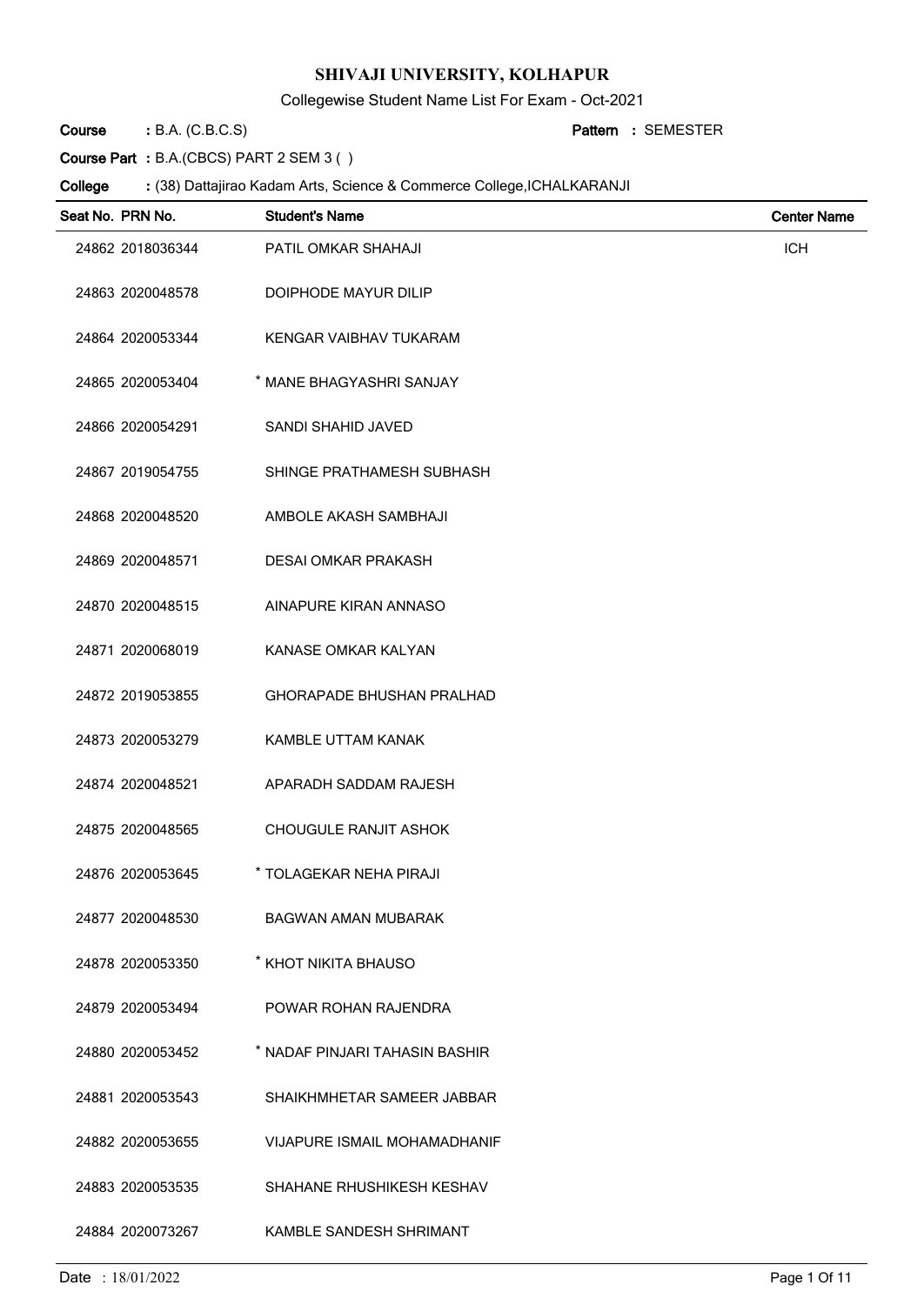# SHIVAJI UNIVERSITY, KOLHAPUR

Collegewise Student Name List For Exam - Oct-2021

**Course** : B.A. (C.B.C.S) **Pattern** : SEMESTER

**Course Part** : B.A.(CBCS) PART 2 SEM 3 ( )

**College** : (38) Dattajirao Kadam Arts, Science & Commerce College,ICHALKARANJI

| Seat No. | PRN No. | Student's Name | Center Name |
|---|---|---|---|
| 24862 | 2018036344 | PATIL OMKAR SHAHAJI | ICH |
| 24863 | 2020048578 | DOIPHODE MAYUR DILIP | |
| 24864 | 2020053344 | KENGAR VAIBHAV TUKARAM | |
| 24865 | 2020053404 | * MANE BHAGYASHRI SANJAY | |
| 24866 | 2020054291 | SANDI SHAHID JAVED | |
| 24867 | 2019054755 | SHINGE PRATHAMESH SUBHASH | |
| 24868 | 2020048520 | AMBOLE AKASH SAMBHAJI | |
| 24869 | 2020048571 | DESAI OMKAR PRAKASH | |
| 24870 | 2020048515 | AINAPURE KIRAN ANNASO | |
| 24871 | 2020068019 | KANASE OMKAR KALYAN | |
| 24872 | 2019053855 | GHORAPADE BHUSHAN PRALHAD | |
| 24873 | 2020053279 | KAMBLE UTTAM KANAK | |
| 24874 | 2020048521 | APARADH SADDAM RAJESH | |
| 24875 | 2020048565 | CHOUGULE RANJIT ASHOK | |
| 24876 | 2020053645 | * TOLAGEKAR NEHA PIRAJI | |
| 24877 | 2020048530 | BAGWAN AMAN MUBARAK | |
| 24878 | 2020053350 | * KHOT NIKITA BHAUSO | |
| 24879 | 2020053494 | POWAR ROHAN RAJENDRA | |
| 24880 | 2020053452 | * NADAF PINJARI TAHASIN BASHIR | |
| 24881 | 2020053543 | SHAIKHMHETAR SAMEER JABBAR | |
| 24882 | 2020053655 | VIJAPURE ISMAIL MOHAMADHANIF | |
| 24883 | 2020053535 | SHAHANE RHUSHIKESH KESHAV | |
| 24884 | 2020073267 | KAMBLE SANDESH SHRIMANT | |

Date : 18/01/2022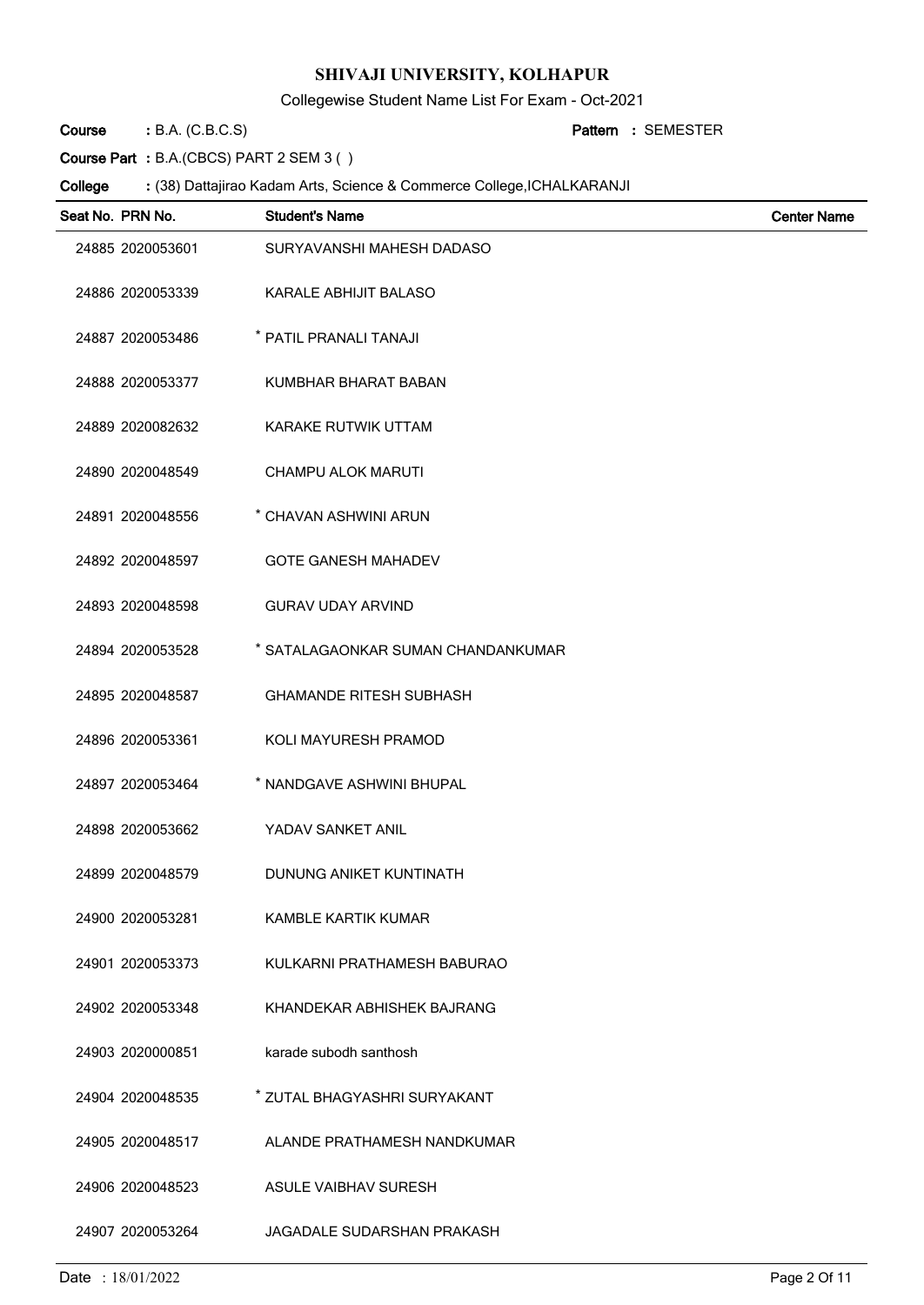# SHIVAJI UNIVERSITY, KOLHAPUR

Collegewise Student Name List For Exam - Oct-2021

**Course** : B.A. (C.B.C.S) **Pattern** : SEMESTER

**Course Part** : B.A.(CBCS) PART 2 SEM 3 ( )

**College** : (38) Dattajirao Kadam Arts, Science & Commerce College,ICHALKARANJI

| Seat No. | PRN No. | Student's Name | Center Name |
|---|---|---|---|
| 24885 | 2020053601 | SURYAVANSHI MAHESH DADASO | |
| 24886 | 2020053339 | KARALE ABHIJIT BALASO | |
| 24887 | 2020053486 | * PATIL PRANALI TANAJI | |
| 24888 | 2020053377 | KUMBHAR BHARAT BABAN | |
| 24889 | 2020082632 | KARAKE RUTWIK UTTAM | |
| 24890 | 2020048549 | CHAMPU ALOK MARUTI | |
| 24891 | 2020048556 | * CHAVAN ASHWINI ARUN | |
| 24892 | 2020048597 | GOTE GANESH MAHADEV | |
| 24893 | 2020048598 | GURAV UDAY ARVIND | |
| 24894 | 2020053528 | * SATALAGAONKAR SUMAN CHANDANKUMAR | |
| 24895 | 2020048587 | GHAMANDE RITESH SUBHASH | |
| 24896 | 2020053361 | KOLI MAYURESH PRAMOD | |
| 24897 | 2020053464 | * NANDGAVE ASHWINI BHUPAL | |
| 24898 | 2020053662 | YADAV SANKET ANIL | |
| 24899 | 2020048579 | DUNUNG ANIKET KUNTINATH | |
| 24900 | 2020053281 | KAMBLE KARTIK KUMAR | |
| 24901 | 2020053373 | KULKARNI PRATHAMESH BABURAO | |
| 24902 | 2020053348 | KHANDEKAR ABHISHEK BAJRANG | |
| 24903 | 2020000851 | karade subodh santhosh | |
| 24904 | 2020048535 | * ZUTAL BHAGYASHRI SURYAKANT | |
| 24905 | 2020048517 | ALANDE PRATHAMESH NANDKUMAR | |
| 24906 | 2020048523 | ASULE VAIBHAV SURESH | |
| 24907 | 2020053264 | JAGADALE SUDARSHAN PRAKASH | |

Date : 18/01/2022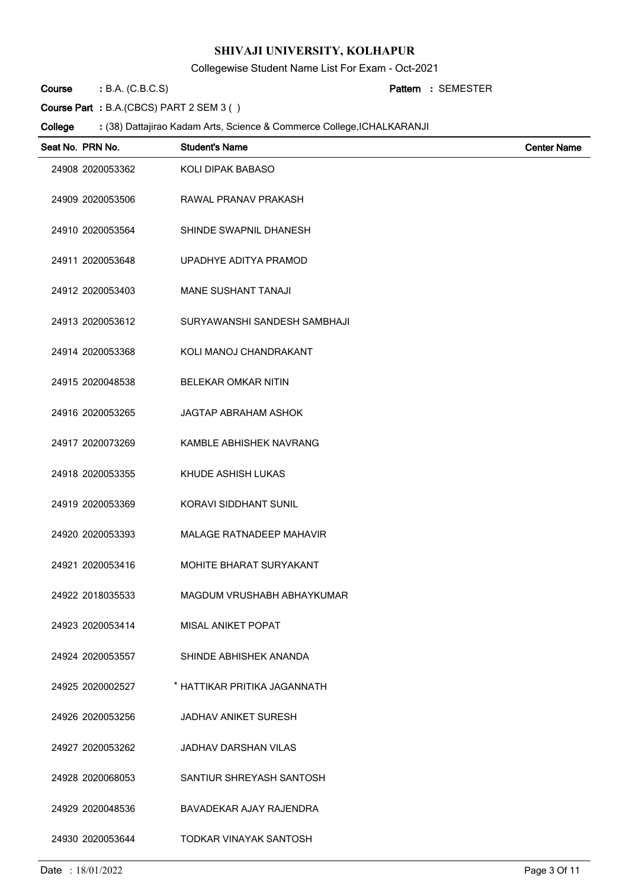# SHIVAJI UNIVERSITY, KOLHAPUR

Collegewise Student Name List For Exam - Oct-2021

**Course** : B.A. (C.B.C.S) **Pattern** : SEMESTER

**Course Part** : B.A.(CBCS) PART 2 SEM 3 ( )

**College** : (38) Dattajirao Kadam Arts, Science & Commerce College,ICHALKARANJI

| Seat No. | PRN No. | Student's Name | Center Name |
|---|---|---|---|
| 24908 | 2020053362 | KOLI DIPAK BABASO | |
| 24909 | 2020053506 | RAWAL PRANAV PRAKASH | |
| 24910 | 2020053564 | SHINDE SWAPNIL DHANESH | |
| 24911 | 2020053648 | UPADHYE ADITYA PRAMOD | |
| 24912 | 2020053403 | MANE SUSHANT TANAJI | |
| 24913 | 2020053612 | SURYAWANSHI SANDESH SAMBHAJI | |
| 24914 | 2020053368 | KOLI MANOJ CHANDRAKANT | |
| 24915 | 2020048538 | BELEKAR OMKAR NITIN | |
| 24916 | 2020053265 | JAGTAP ABRAHAM ASHOK | |
| 24917 | 2020073269 | KAMBLE ABHISHEK NAVRANG | |
| 24918 | 2020053355 | KHUDE ASHISH LUKAS | |
| 24919 | 2020053369 | KORAVI SIDDHANT SUNIL | |
| 24920 | 2020053393 | MALAGE RATNADEEP MAHAVIR | |
| 24921 | 2020053416 | MOHITE BHARAT SURYAKANT | |
| 24922 | 2018035533 | MAGDUM VRUSHABH ABHAYKUMAR | |
| 24923 | 2020053414 | MISAL ANIKET POPAT | |
| 24924 | 2020053557 | SHINDE ABHISHEK ANANDA | |
| 24925 | 2020002527 | * HATTIKAR PRITIKA JAGANNATH | |
| 24926 | 2020053256 | JADHAV ANIKET SURESH | |
| 24927 | 2020053262 | JADHAV DARSHAN VILAS | |
| 24928 | 2020068053 | SANTIUR SHREYASH SANTOSH | |
| 24929 | 2020048536 | BAVADEKAR AJAY RAJENDRA | |
| 24930 | 2020053644 | TODKAR VINAYAK SANTOSH | |

Date : 18/01/2022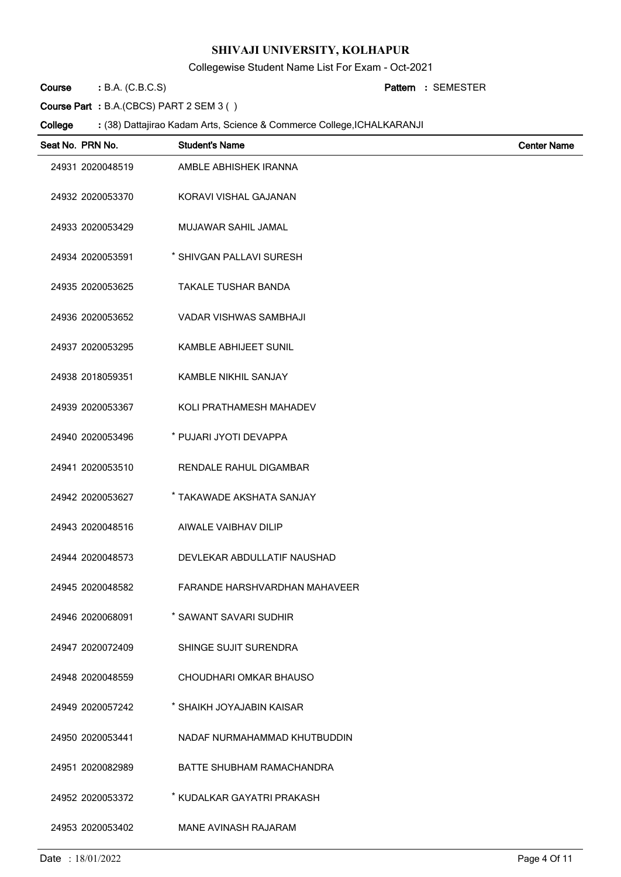# SHIVAJI UNIVERSITY, KOLHAPUR

Collegewise Student Name List For Exam - Oct-2021

**Course** : B.A. (C.B.C.S) **Pattern** : SEMESTER

**Course Part** : B.A.(CBCS) PART 2 SEM 3 ( )

**College** : (38) Dattajirao Kadam Arts, Science & Commerce College,ICHALKARANJI

| Seat No. | PRN No. | Student's Name | Center Name |
|---|---|---|---|
| 24931 | 2020048519 | AMBLE ABHISHEK IRANNA | |
| 24932 | 2020053370 | KORAVI VISHAL GAJANAN | |
| 24933 | 2020053429 | MUJAWAR SAHIL JAMAL | |
| 24934 | 2020053591 | * SHIVGAN PALLAVI SURESH | |
| 24935 | 2020053625 | TAKALE TUSHAR BANDA | |
| 24936 | 2020053652 | VADAR VISHWAS SAMBHAJI | |
| 24937 | 2020053295 | KAMBLE ABHIJEET SUNIL | |
| 24938 | 2018059351 | KAMBLE NIKHIL SANJAY | |
| 24939 | 2020053367 | KOLI PRATHAMESH MAHADEV | |
| 24940 | 2020053496 | * PUJARI JYOTI DEVAPPA | |
| 24941 | 2020053510 | RENDALE RAHUL DIGAMBAR | |
| 24942 | 2020053627 | * TAKAWADE AKSHATA SANJAY | |
| 24943 | 2020048516 | AIWALE VAIBHAV DILIP | |
| 24944 | 2020048573 | DEVLEKAR ABDULLATIF NAUSHAD | |
| 24945 | 2020048582 | FARANDE HARSHVARDHAN MAHAVEER | |
| 24946 | 2020068091 | * SAWANT SAVARI SUDHIR | |
| 24947 | 2020072409 | SHINGE SUJIT SURENDRA | |
| 24948 | 2020048559 | CHOUDHARI OMKAR BHAUSO | |
| 24949 | 2020057242 | * SHAIKH JOYAJABIN KAISAR | |
| 24950 | 2020053441 | NADAF NURMAHAMMAD KHUTBUDDIN | |
| 24951 | 2020082989 | BATTE SHUBHAM RAMACHANDRA | |
| 24952 | 2020053372 | * KUDALKAR GAYATRI PRAKASH | |
| 24953 | 2020053402 | MANE AVINASH RAJARAM | |

Date : 18/01/2022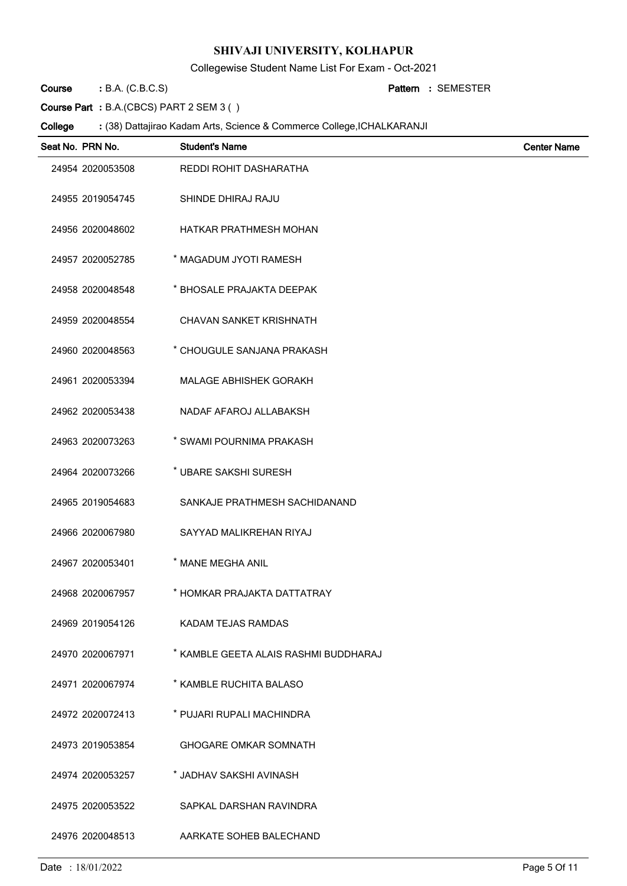# SHIVAJI UNIVERSITY, KOLHAPUR

Collegewise Student Name List For Exam - Oct-2021

**Course** : B.A. (C.B.C.S) **Pattern** : SEMESTER

**Course Part** : B.A.(CBCS) PART 2 SEM 3 ( )

**College** : (38) Dattajirao Kadam Arts, Science & Commerce College,ICHALKARANJI

| Seat No. | PRN No. | Student's Name | Center Name |
|---|---|---|---|
| 24954 | 2020053508 | REDDI ROHIT DASHARATHA | |
| 24955 | 2019054745 | SHINDE DHIRAJ RAJU | |
| 24956 | 2020048602 | HATKAR PRATHMESH MOHAN | |
| 24957 | 2020052785 | * MAGADUM JYOTI RAMESH | |
| 24958 | 2020048548 | * BHOSALE PRAJAKTA DEEPAK | |
| 24959 | 2020048554 | CHAVAN SANKET KRISHNATH | |
| 24960 | 2020048563 | * CHOUGULE SANJANA PRAKASH | |
| 24961 | 2020053394 | MALAGE ABHISHEK GORAKH | |
| 24962 | 2020053438 | NADAF AFAROJ ALLABAKSH | |
| 24963 | 2020073263 | * SWAMI POURNIMA PRAKASH | |
| 24964 | 2020073266 | * UBARE SAKSHI SURESH | |
| 24965 | 2019054683 | SANKAJE PRATHMESH SACHIDANAND | |
| 24966 | 2020067980 | SAYYAD MALIKREHAN RIYAJ | |
| 24967 | 2020053401 | * MANE MEGHA ANIL | |
| 24968 | 2020067957 | * HOMKAR PRAJAKTA DATTATRAY | |
| 24969 | 2019054126 | KADAM TEJAS RAMDAS | |
| 24970 | 2020067971 | * KAMBLE GEETA ALAIS RASHMI BUDDHARAJ | |
| 24971 | 2020067974 | * KAMBLE RUCHITA BALASO | |
| 24972 | 2020072413 | * PUJARI RUPALI MACHINDRA | |
| 24973 | 2019053854 | GHOGARE OMKAR SOMNATH | |
| 24974 | 2020053257 | * JADHAV SAKSHI AVINASH | |
| 24975 | 2020053522 | SAPKAL DARSHAN RAVINDRA | |
| 24976 | 2020048513 | AARKATE SOHEB BALECHAND | |

Date : 18/01/2022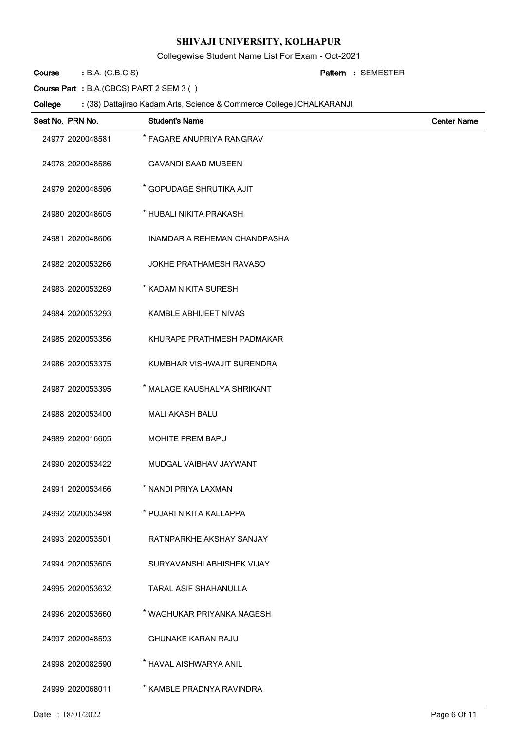# SHIVAJI UNIVERSITY, KOLHAPUR

Collegewise Student Name List For Exam - Oct-2021

**Course** : B.A. (C.B.C.S) **Pattern** : SEMESTER

**Course Part** : B.A.(CBCS) PART 2 SEM 3 ( )

**College** : (38) Dattajirao Kadam Arts, Science & Commerce College,ICHALKARANJI

| Seat No. | PRN No. | Student's Name | Center Name |
|---|---|---|---|
| 24977 | 2020048581 | * FAGARE ANUPRIYA RANGRAV | |
| 24978 | 2020048586 | GAVANDI SAAD MUBEEN | |
| 24979 | 2020048596 | * GOPUDAGE SHRUTIKA AJIT | |
| 24980 | 2020048605 | * HUBALI NIKITA PRAKASH | |
| 24981 | 2020048606 | INAMDAR A REHEMAN CHANDPASHA | |
| 24982 | 2020053266 | JOKHE PRATHAMESH RAVASO | |
| 24983 | 2020053269 | * KADAM NIKITA SURESH | |
| 24984 | 2020053293 | KAMBLE ABHIJEET NIVAS | |
| 24985 | 2020053356 | KHURAPE PRATHMESH PADMAKAR | |
| 24986 | 2020053375 | KUMBHAR VISHWAJIT SURENDRA | |
| 24987 | 2020053395 | * MALAGE KAUSHALYA SHRIKANT | |
| 24988 | 2020053400 | MALI AKASH BALU | |
| 24989 | 2020016605 | MOHITE PREM BAPU | |
| 24990 | 2020053422 | MUDGAL VAIBHAV JAYWANT | |
| 24991 | 2020053466 | * NANDI PRIYA LAXMAN | |
| 24992 | 2020053498 | * PUJARI NIKITA KALLAPPA | |
| 24993 | 2020053501 | RATNPARKHE AKSHAY SANJAY | |
| 24994 | 2020053605 | SURYAVANSHI ABHISHEK VIJAY | |
| 24995 | 2020053632 | TARAL ASIF SHAHANULLA | |
| 24996 | 2020053660 | * WAGHUKAR PRIYANKA NAGESH | |
| 24997 | 2020048593 | GHUNAKE KARAN RAJU | |
| 24998 | 2020082590 | * HAVAL AISHWARYA ANIL | |
| 24999 | 2020068011 | * KAMBLE PRADNYA RAVINDRA | |

Date : 18/01/2022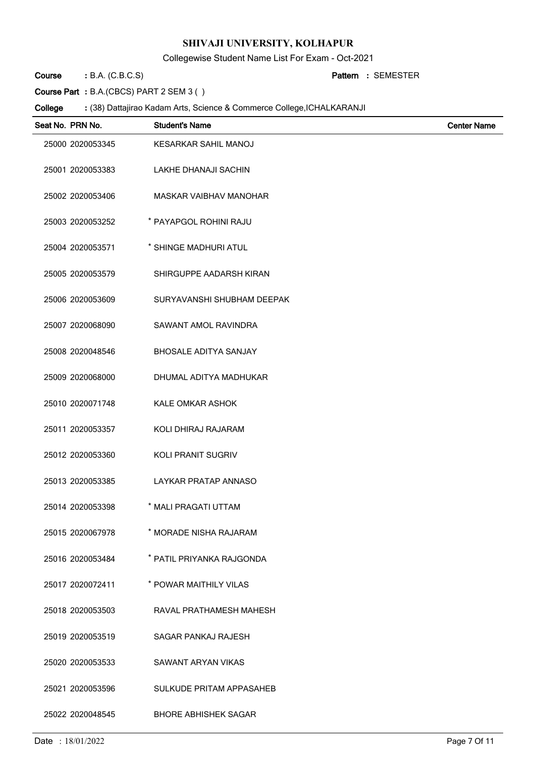# SHIVAJI UNIVERSITY, KOLHAPUR

Collegewise Student Name List For Exam - Oct-2021

**Course** : B.A. (C.B.C.S) **Pattern** : SEMESTER

**Course Part** : B.A.(CBCS) PART 2 SEM 3 ( )

**College** : (38) Dattajirao Kadam Arts, Science & Commerce College,ICHALKARANJI

| Seat No. | PRN No. | Student's Name | Center Name |
|---|---|---|---|
| 25000 | 2020053345 | KESARKAR SAHIL MANOJ | |
| 25001 | 2020053383 | LAKHE DHANAJI SACHIN | |
| 25002 | 2020053406 | MASKAR VAIBHAV MANOHAR | |
| 25003 | 2020053252 | * PAYAPGOL ROHINI RAJU | |
| 25004 | 2020053571 | * SHINGE MADHURI ATUL | |
| 25005 | 2020053579 | SHIRGUPPE AADARSH KIRAN | |
| 25006 | 2020053609 | SURYAVANSHI SHUBHAM DEEPAK | |
| 25007 | 2020068090 | SAWANT AMOL RAVINDRA | |
| 25008 | 2020048546 | BHOSALE ADITYA SANJAY | |
| 25009 | 2020068000 | DHUMAL ADITYA MADHUKAR | |
| 25010 | 2020071748 | KALE OMKAR ASHOK | |
| 25011 | 2020053357 | KOLI DHIRAJ RAJARAM | |
| 25012 | 2020053360 | KOLI PRANIT SUGRIV | |
| 25013 | 2020053385 | LAYKAR PRATAP ANNASO | |
| 25014 | 2020053398 | * MALI PRAGATI UTTAM | |
| 25015 | 2020067978 | * MORADE NISHA RAJARAM | |
| 25016 | 2020053484 | * PATIL PRIYANKA RAJGONDA | |
| 25017 | 2020072411 | * POWAR MAITHILY VILAS | |
| 25018 | 2020053503 | RAVAL PRATHAMESH MAHESH | |
| 25019 | 2020053519 | SAGAR PANKAJ RAJESH | |
| 25020 | 2020053533 | SAWANT ARYAN VIKAS | |
| 25021 | 2020053596 | SULKUDE PRITAM APPASAHEB | |
| 25022 | 2020048545 | BHORE ABHISHEK SAGAR | |

Date : 18/01/2022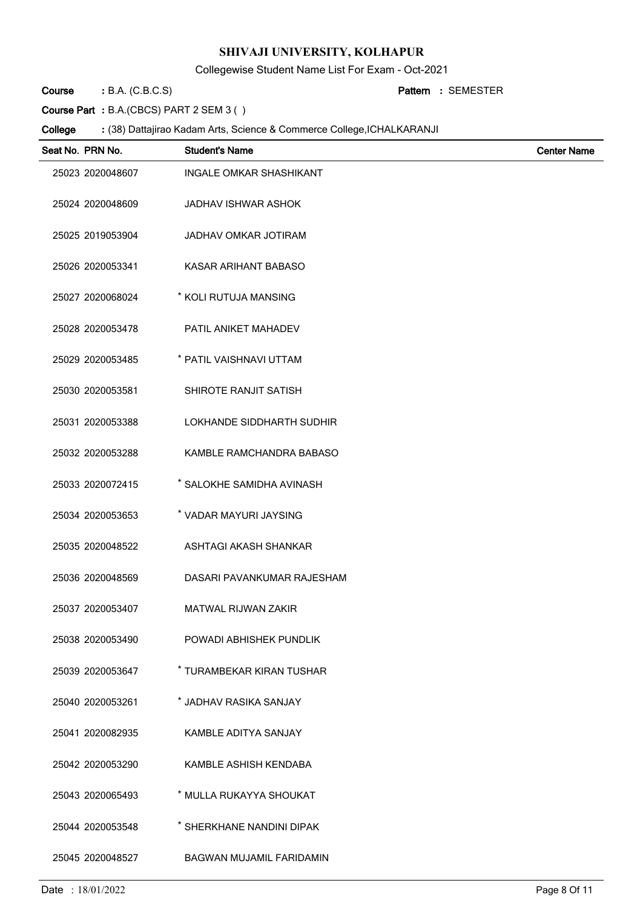**SHIVAJI UNIVERSITY, KOLHAPUR**

Collegewise Student Name List For Exam - Oct-2021

**Course** : B.A. (C.B.C.S) **Pattern** : SEMESTER

**Course Part** : B.A.(CBCS) PART 2 SEM 3 ( )

**College** : (38) Dattajirao Kadam Arts, Science & Commerce College,ICHALKARANJI

| Seat No. | PRN No. | Student's Name | Center Name |
|---|---|---|---|
| 25023 | 2020048607 | INGALE OMKAR SHASHIKANT | |
| 25024 | 2020048609 | JADHAV ISHWAR ASHOK | |
| 25025 | 2019053904 | JADHAV OMKAR JOTIRAM | |
| 25026 | 2020053341 | KASAR ARIHANT BABASO | |
| 25027 | 2020068024 | * KOLI RUTUJA MANSING | |
| 25028 | 2020053478 | PATIL ANIKET MAHADEV | |
| 25029 | 2020053485 | * PATIL VAISHNAVI UTTAM | |
| 25030 | 2020053581 | SHIROTE RANJIT SATISH | |
| 25031 | 2020053388 | LOKHANDE SIDDHARTH SUDHIR | |
| 25032 | 2020053288 | KAMBLE RAMCHANDRA BABASO | |
| 25033 | 2020072415 | * SALOKHE SAMIDHA AVINASH | |
| 25034 | 2020053653 | * VADAR MAYURI JAYSING | |
| 25035 | 2020048522 | ASHTAGI AKASH SHANKAR | |
| 25036 | 2020048569 | DASARI PAVANKUMAR RAJESHAM | |
| 25037 | 2020053407 | MATWAL RIJWAN ZAKIR | |
| 25038 | 2020053490 | POWADI ABHISHEK PUNDLIK | |
| 25039 | 2020053647 | * TURAMBEKAR KIRAN TUSHAR | |
| 25040 | 2020053261 | * JADHAV RASIKA SANJAY | |
| 25041 | 2020082935 | KAMBLE ADITYA SANJAY | |
| 25042 | 2020053290 | KAMBLE ASHISH KENDABA | |
| 25043 | 2020065493 | * MULLA RUKAYYA SHOUKAT | |
| 25044 | 2020053548 | * SHERKHANE NANDINI DIPAK | |
| 25045 | 2020048527 | BAGWAN MUJAMIL FARIDAMIN | |

Date : 18/01/2022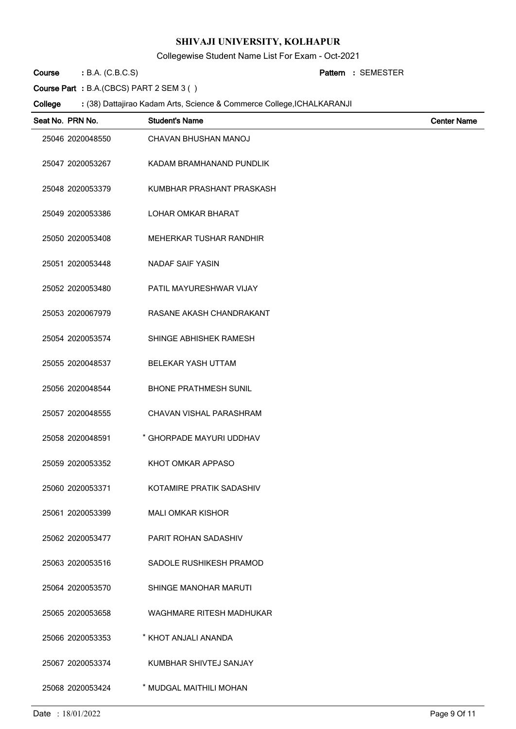# SHIVAJI UNIVERSITY, KOLHAPUR

Collegewise Student Name List For Exam - Oct-2021

**Course** : B.A. (C.B.C.S) **Pattern** : SEMESTER

**Course Part** : B.A.(CBCS) PART 2 SEM 3 ( )

**College** : (38) Dattajirao Kadam Arts, Science & Commerce College,ICHALKARANJI

| Seat No. | PRN No. | Student's Name | Center Name |
|---|---|---|---|
| 25046 | 2020048550 | CHAVAN BHUSHAN MANOJ | |
| 25047 | 2020053267 | KADAM BRAMHANAND PUNDLIK | |
| 25048 | 2020053379 | KUMBHAR PRASHANT PRASKASH | |
| 25049 | 2020053386 | LOHAR OMKAR BHARAT | |
| 25050 | 2020053408 | MEHERKAR TUSHAR RANDHIR | |
| 25051 | 2020053448 | NADAF SAIF YASIN | |
| 25052 | 2020053480 | PATIL MAYURESHWAR VIJAY | |
| 25053 | 2020067979 | RASANE AKASH CHANDRAKANT | |
| 25054 | 2020053574 | SHINGE ABHISHEK RAMESH | |
| 25055 | 2020048537 | BELEKAR YASH UTTAM | |
| 25056 | 2020048544 | BHONE PRATHMESH SUNIL | |
| 25057 | 2020048555 | CHAVAN VISHAL PARASHRAM | |
| 25058 | 2020048591 | * GHORPADE MAYURI UDDHAV | |
| 25059 | 2020053352 | KHOT OMKAR APPASO | |
| 25060 | 2020053371 | KOTAMIRE PRATIK SADASHIV | |
| 25061 | 2020053399 | MALI OMKAR KISHOR | |
| 25062 | 2020053477 | PARIT ROHAN SADASHIV | |
| 25063 | 2020053516 | SADOLE RUSHIKESH PRAMOD | |
| 25064 | 2020053570 | SHINGE MANOHAR MARUTI | |
| 25065 | 2020053658 | WAGHMARE RITESH MADHUKAR | |
| 25066 | 2020053353 | * KHOT ANJALI ANANDA | |
| 25067 | 2020053374 | KUMBHAR SHIVTEJ SANJAY | |
| 25068 | 2020053424 | * MUDGAL MAITHILI MOHAN | |

Date : 18/01/2022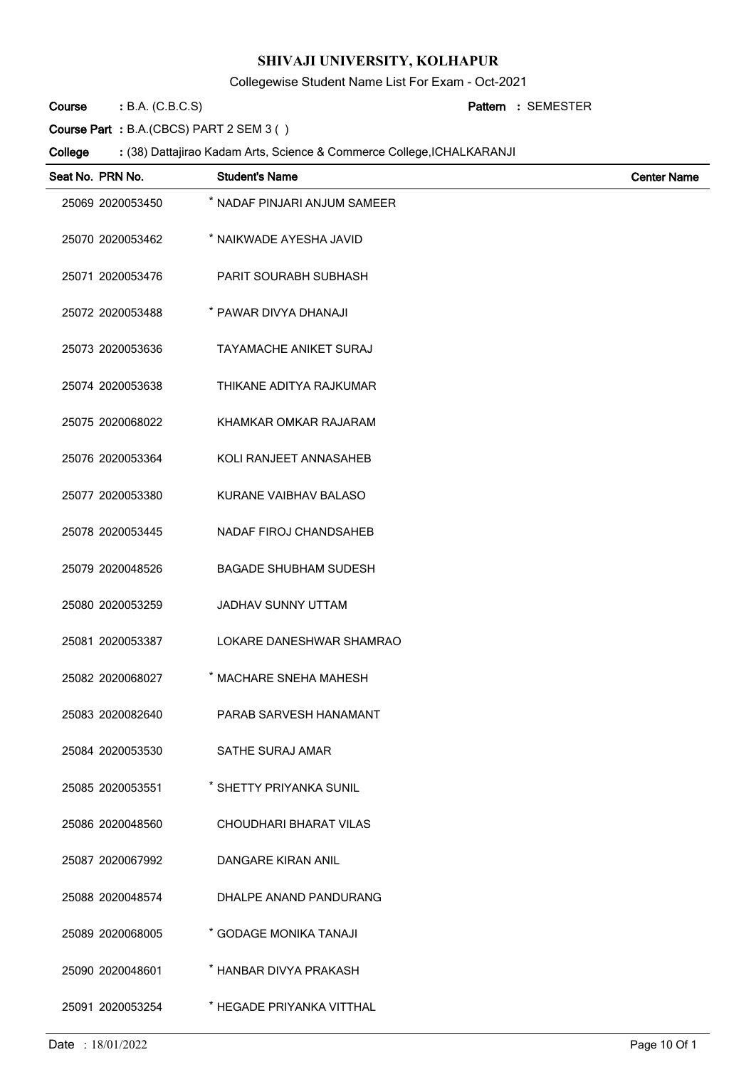**SHIVAJI UNIVERSITY, KOLHAPUR**

Collegewise Student Name List For Exam - Oct-2021

**Course** : B.A. (C.B.C.S) **Pattern** : SEMESTER

**Course Part** : B.A.(CBCS) PART 2 SEM 3 ( )

**College** : (38) Dattajirao Kadam Arts, Science & Commerce College,ICHALKARANJI

| Seat No. | PRN No. | Student's Name | Center Name |
|---|---|---|---|
| 25069 | 2020053450 | * NADAF PINJARI ANJUM SAMEER | |
| 25070 | 2020053462 | * NAIKWADE AYESHA JAVID | |
| 25071 | 2020053476 | PARIT SOURABH SUBHASH | |
| 25072 | 2020053488 | * PAWAR DIVYA DHANAJI | |
| 25073 | 2020053636 | TAYAMACHE ANIKET SURAJ | |
| 25074 | 2020053638 | THIKANE ADITYA RAJKUMAR | |
| 25075 | 2020068022 | KHAMKAR OMKAR RAJARAM | |
| 25076 | 2020053364 | KOLI RANJEET ANNASAHEB | |
| 25077 | 2020053380 | KURANE VAIBHAV BALASO | |
| 25078 | 2020053445 | NADAF FIROJ CHANDSAHEB | |
| 25079 | 2020048526 | BAGADE SHUBHAM SUDESH | |
| 25080 | 2020053259 | JADHAV SUNNY UTTAM | |
| 25081 | 2020053387 | LOKARE DANESHWAR SHAMRAO | |
| 25082 | 2020068027 | * MACHARE SNEHA MAHESH | |
| 25083 | 2020082640 | PARAB SARVESH HANAMANT | |
| 25084 | 2020053530 | SATHE SURAJ AMAR | |
| 25085 | 2020053551 | * SHETTY PRIYANKA SUNIL | |
| 25086 | 2020048560 | CHOUDHARI BHARAT VILAS | |
| 25087 | 2020067992 | DANGARE KIRAN ANIL | |
| 25088 | 2020048574 | DHALPE ANAND PANDURANG | |
| 25089 | 2020068005 | * GODAGE MONIKA TANAJI | |
| 25090 | 2020048601 | * HANBAR DIVYA PRAKASH | |
| 25091 | 2020053254 | * HEGADE PRIYANKA VITTHAL | |

Date : 18/01/2022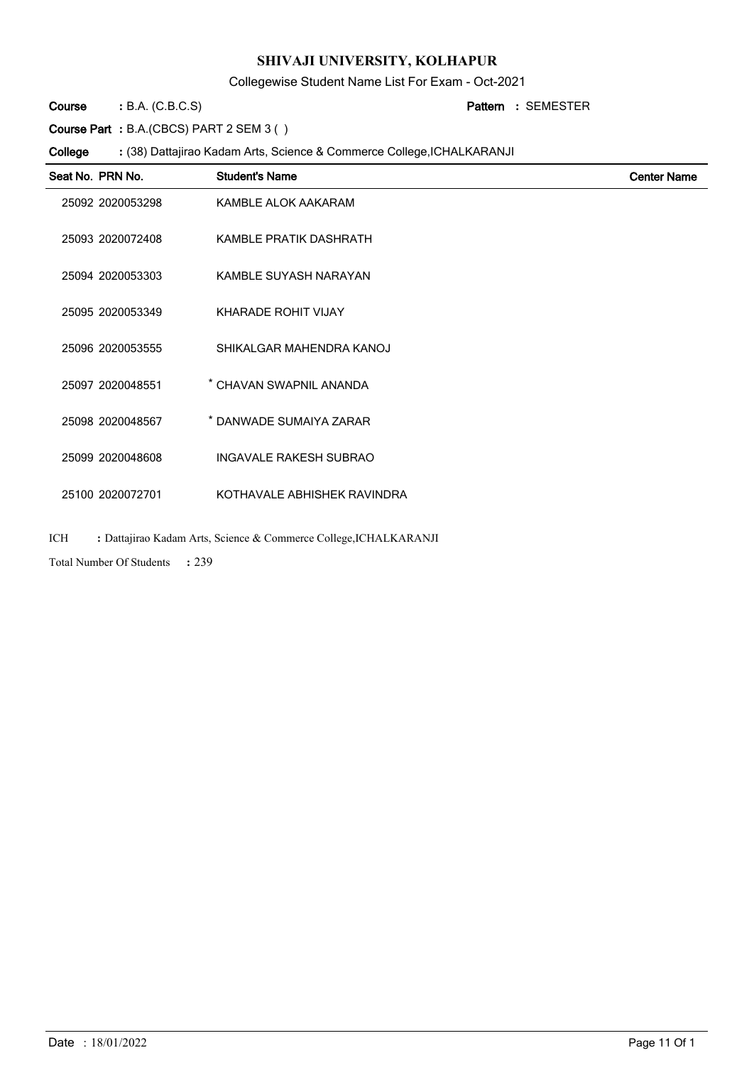# SHIVAJI UNIVERSITY, KOLHAPUR

Collegewise Student Name List For Exam - Oct-2021

**Course** : B.A. (C.B.C.S) **Pattern** : SEMESTER

**Course Part** : B.A.(CBCS) PART 2 SEM 3 ( )

**College** : (38) Dattajirao Kadam Arts, Science & Commerce College,ICHALKARANJI

| Seat No. | PRN No. | Student's Name | Center Name |
|---|---|---|---|
| 25092 | 2020053298 | KAMBLE ALOK AAKARAM | |
| 25093 | 2020072408 | KAMBLE PRATIK DASHRATH | |
| 25094 | 2020053303 | KAMBLE SUYASH NARAYAN | |
| 25095 | 2020053349 | KHARADE ROHIT VIJAY | |
| 25096 | 2020053555 | SHIKALGAR MAHENDRA KANOJ | |
| 25097 | 2020048551 | * CHAVAN SWAPNIL ANANDA | |
| 25098 | 2020048567 | * DANWADE SUMAIYA ZARAR | |
| 25099 | 2020048608 | INGAVALE RAKESH SUBRAO | |
| 25100 | 2020072701 | KOTHAVALE ABHISHEK RAVINDRA | |

ICH : Dattajirao Kadam Arts, Science & Commerce College,ICHALKARANJI

Total Number Of Students : 239

Date : 18/01/2022